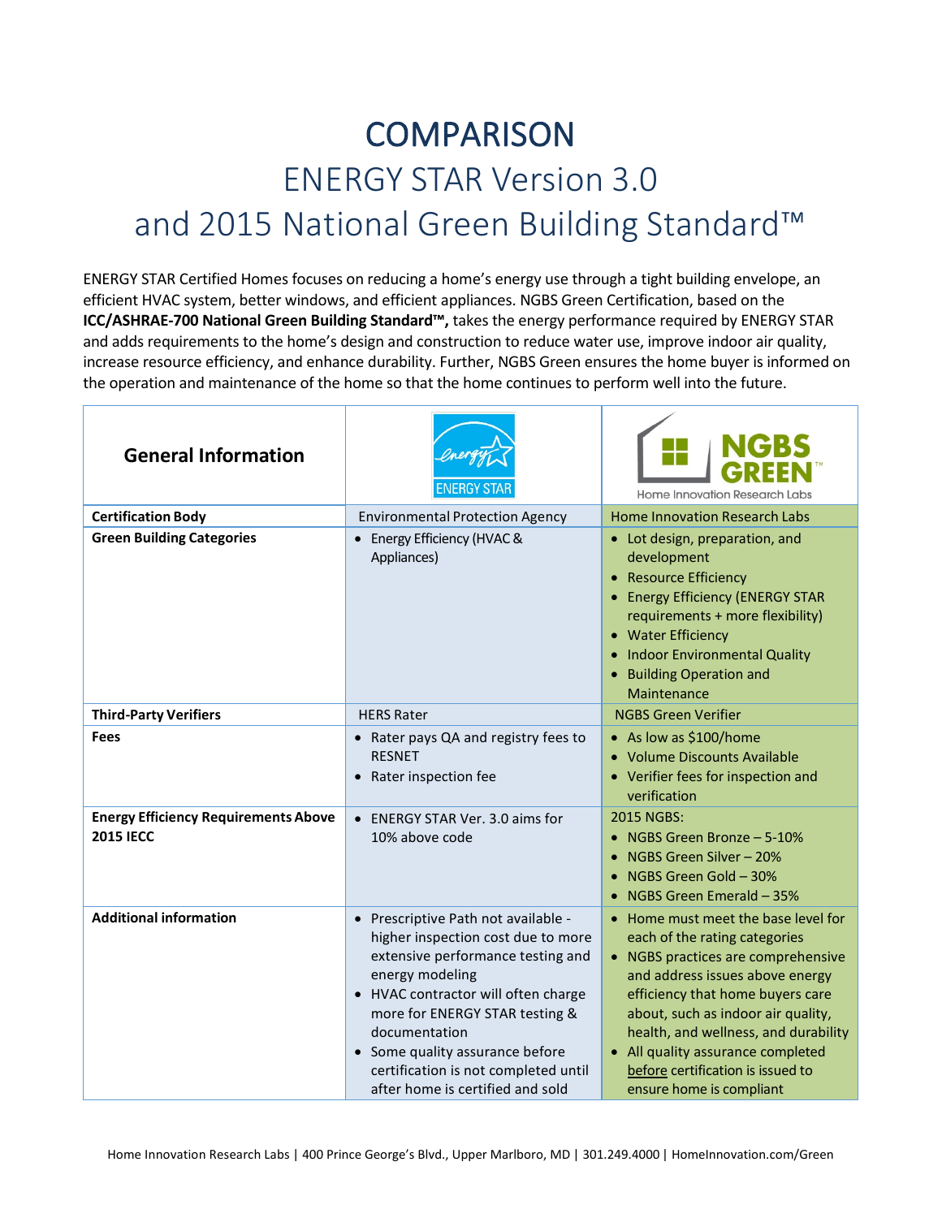# COMPARISON

## ENERGY STAR Version 3.0 and 2015 National Green Building Standard™

ENERGY STAR Certified Homes focuses on reducing a home's energy use through a tight building envelope, an efficient HVAC system, better windows, and efficient appliances. NGBS Green Certification, based on the **ICC/ASHRAE-700 National Green Building Standard™,** takes the energy performance required by ENERGY STAR and adds requirements to the home's design and construction to reduce water use, improve indoor air quality, increase resource efficiency, and enhance durability. Further, NGBS Green ensures the home buyer is informed on the operation and maintenance of the home so that the home continues to perform well into the future.

| General Information | ENERGY STAR | NGBS GREEN Home Innovation Research Labs |
|---|---|---|
| **Certification Body** | Environmental Protection Agency | Home Innovation Research Labs |
| **Green Building Categories** | • Energy Efficiency (HVAC & Appliances) | • Lot design, preparation, and development<br>• Resource Efficiency<br>• Energy Efficiency (ENERGY STAR requirements + more flexibility)<br>• Water Efficiency<br>• Indoor Environmental Quality<br>• Building Operation and Maintenance |
| **Third-Party Verifiers** | HERS Rater | NGBS Green Verifier |
| **Fees** | • Rater pays QA and registry fees to RESNET<br>• Rater inspection fee | • As low as $100/home<br>• Volume Discounts Available<br>• Verifier fees for inspection and verification |
| **Energy Efficiency Requirements Above 2015 IECC** | • ENERGY STAR Ver. 3.0 aims for 10% above code | 2015 NGBS:<br>• NGBS Green Bronze – 5-10%<br>• NGBS Green Silver – 20%<br>• NGBS Green Gold – 30%<br>• NGBS Green Emerald – 35% |
| **Additional information** | • Prescriptive Path not available - higher inspection cost due to more extensive performance testing and energy modeling<br>• HVAC contractor will often charge more for ENERGY STAR testing & documentation<br>• Some quality assurance before certification is not completed until after home is certified and sold | • Home must meet the base level for each of the rating categories<br>• NGBS practices are comprehensive and address issues above energy efficiency that home buyers care about, such as indoor air quality, health, and wellness, and durability<br>• All quality assurance completed before certification is issued to ensure home is compliant |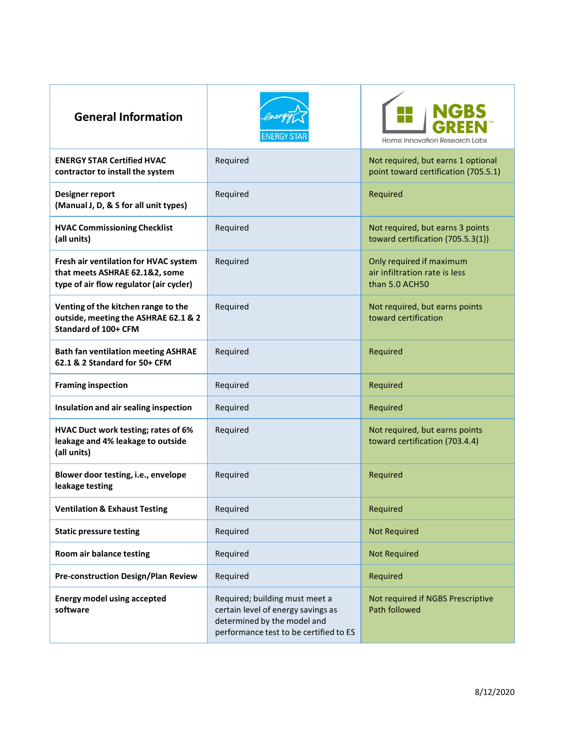| General Information | ENERGY STAR | NGBS GREEN Home Innovation Research Labs |
|---|---|---|
| **ENERGY STAR Certified HVAC contractor to install the system** | Required | Not required, but earns 1 optional point toward certification (705.5.1) |
| **Designer report (Manual J, D, & S for all unit types)** | Required | Required |
| **HVAC Commissioning Checklist (all units)** | Required | Not required, but earns 3 points toward certification (705.5.3(1)) |
| **Fresh air ventilation for HVAC system that meets ASHRAE 62.1&2, some type of air flow regulator (air cycler)** | Required | Only required if maximum air infiltration rate is less than 5.0 ACH50 |
| **Venting of the kitchen range to the outside, meeting the ASHRAE 62.1 & 2 Standard of 100+ CFM** | Required | Not required, but earns points toward certification |
| **Bath fan ventilation meeting ASHRAE 62.1 & 2 Standard for 50+ CFM** | Required | Required |
| **Framing inspection** | Required | Required |
| **Insulation and air sealing inspection** | Required | Required |
| **HVAC Duct work testing; rates of 6% leakage and 4% leakage to outside (all units)** | Required | Not required, but earns points toward certification (703.4.4) |
| **Blower door testing, i.e., envelope leakage testing** | Required | Required |
| **Ventilation & Exhaust Testing** | Required | Required |
| **Static pressure testing** | Required | Not Required |
| **Room air balance testing** | Required | Not Required |
| **Pre-construction Design/Plan Review** | Required | Required |
| **Energy model using accepted software** | Required; building must meet a certain level of energy savings as determined by the model and performance test to be certified to ES | Not required if NGBS Prescriptive Path followed |

8/12/2020